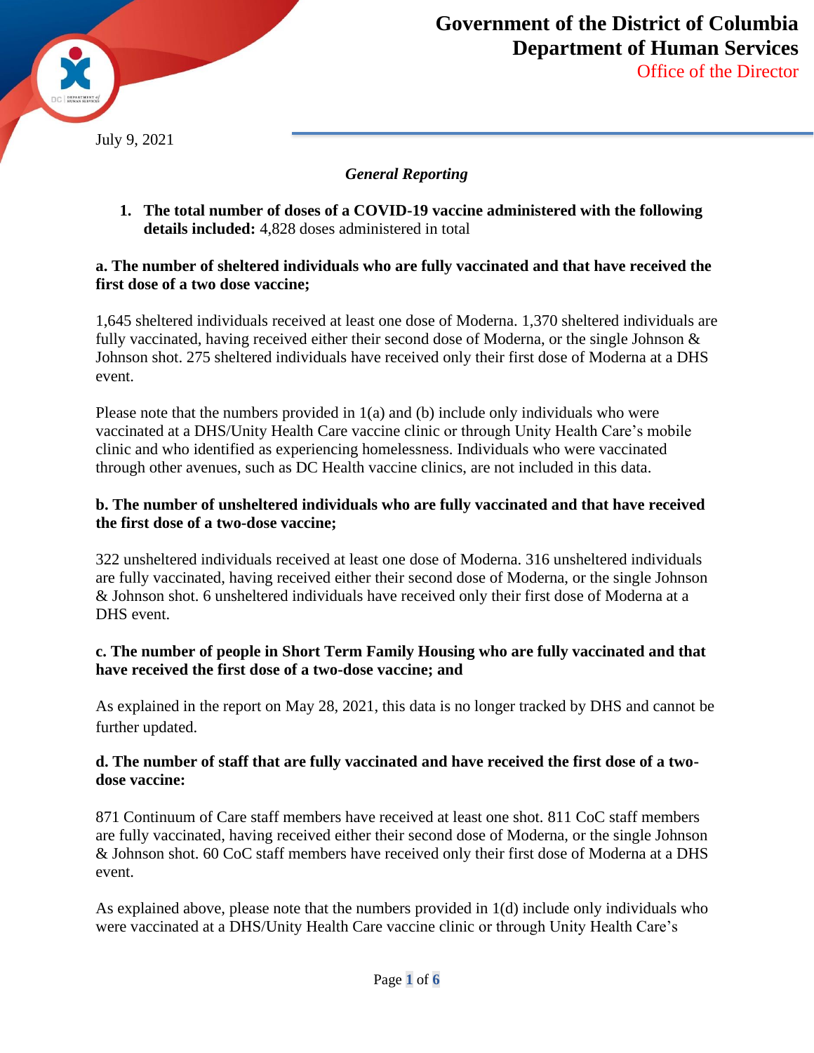# Government of the District of Columbia
## Department of Human Services
### Office of the Director

July 9, 2021

*General Reporting*

1. **The total number of doses of a COVID-19 vaccine administered with the following details included:** 4,828 doses administered in total

**a. The number of sheltered individuals who are fully vaccinated and that have received the first dose of a two dose vaccine;**

1,645 sheltered individuals received at least one dose of Moderna. 1,370 sheltered individuals are fully vaccinated, having received either their second dose of Moderna, or the single Johnson & Johnson shot. 275 sheltered individuals have received only their first dose of Moderna at a DHS event.

Please note that the numbers provided in 1(a) and (b) include only individuals who were vaccinated at a DHS/Unity Health Care vaccine clinic or through Unity Health Care's mobile clinic and who identified as experiencing homelessness. Individuals who were vaccinated through other avenues, such as DC Health vaccine clinics, are not included in this data.

**b. The number of unsheltered individuals who are fully vaccinated and that have received the first dose of a two-dose vaccine;**

322 unsheltered individuals received at least one dose of Moderna. 316 unsheltered individuals are fully vaccinated, having received either their second dose of Moderna, or the single Johnson & Johnson shot. 6 unsheltered individuals have received only their first dose of Moderna at a DHS event.

**c. The number of people in Short Term Family Housing who are fully vaccinated and that have received the first dose of a two-dose vaccine; and**

As explained in the report on May 28, 2021, this data is no longer tracked by DHS and cannot be further updated.

**d. The number of staff that are fully vaccinated and have received the first dose of a two-dose vaccine:**

871 Continuum of Care staff members have received at least one shot. 811 CoC staff members are fully vaccinated, having received either their second dose of Moderna, or the single Johnson & Johnson shot. 60 CoC staff members have received only their first dose of Moderna at a DHS event.

As explained above, please note that the numbers provided in 1(d) include only individuals who were vaccinated at a DHS/Unity Health Care vaccine clinic or through Unity Health Care's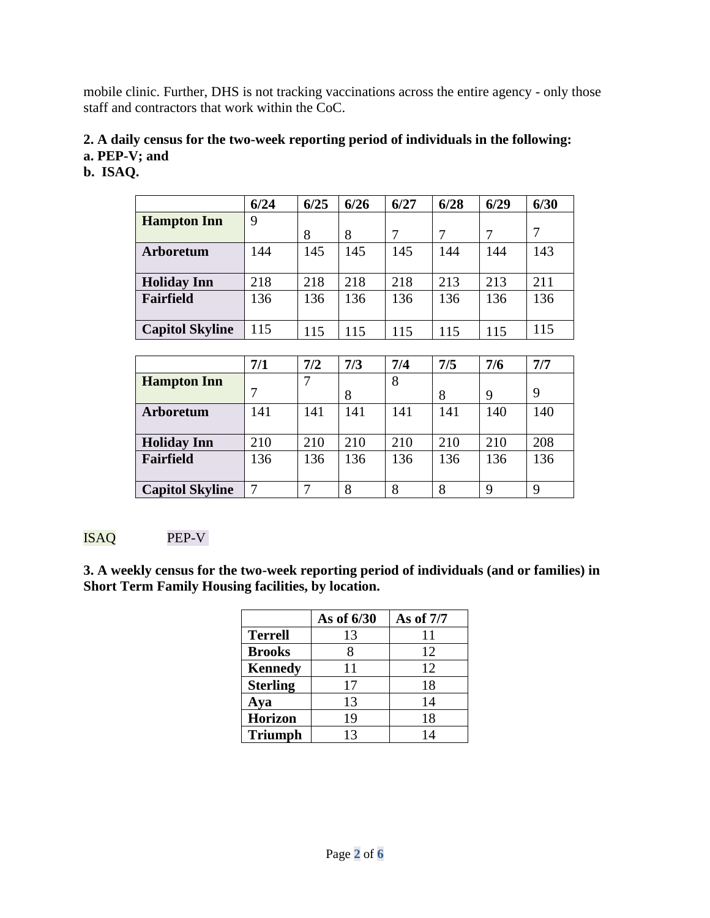mobile clinic. Further, DHS is not tracking vaccinations across the entire agency - only those staff and contractors that work within the CoC.

**2. A daily census for the two-week reporting period of individuals in the following:**
**a. PEP-V; and**
**b. ISAQ.**

| | 6/24 | 6/25 | 6/26 | 6/27 | 6/28 | 6/29 | 6/30 |
|---|---|---|---|---|---|---|---|
| **Hampton Inn** | 9 | 8 | 8 | 7 | 7 | 7 | 7 |
| **Arboretum** | 144 | 145 | 145 | 145 | 144 | 144 | 143 |
| **Holiday Inn** | 218 | 218 | 218 | 218 | 213 | 213 | 211 |
| **Fairfield** | 136 | 136 | 136 | 136 | 136 | 136 | 136 |
| **Capitol Skyline** | 115 | 115 | 115 | 115 | 115 | 115 | 115 |

| | 7/1 | 7/2 | 7/3 | 7/4 | 7/5 | 7/6 | 7/7 |
|---|---|---|---|---|---|---|---|
| **Hampton Inn** | 7 | 7 | 8 | 8 | 8 | 9 | 9 |
| **Arboretum** | 141 | 141 | 141 | 141 | 141 | 140 | 140 |
| **Holiday Inn** | 210 | 210 | 210 | 210 | 210 | 210 | 208 |
| **Fairfield** | 136 | 136 | 136 | 136 | 136 | 136 | 136 |
| **Capitol Skyline** | 7 | 7 | 8 | 8 | 8 | 9 | 9 |

ISAQ PEP-V

**3. A weekly census for the two-week reporting period of individuals (and or families) in Short Term Family Housing facilities, by location.**

| | As of 6/30 | As of 7/7 |
|---|---|---|
| **Terrell** | 13 | 11 |
| **Brooks** | 8 | 12 |
| **Kennedy** | 11 | 12 |
| **Sterling** | 17 | 18 |
| **Aya** | 13 | 14 |
| **Horizon** | 19 | 18 |
| **Triumph** | 13 | 14 |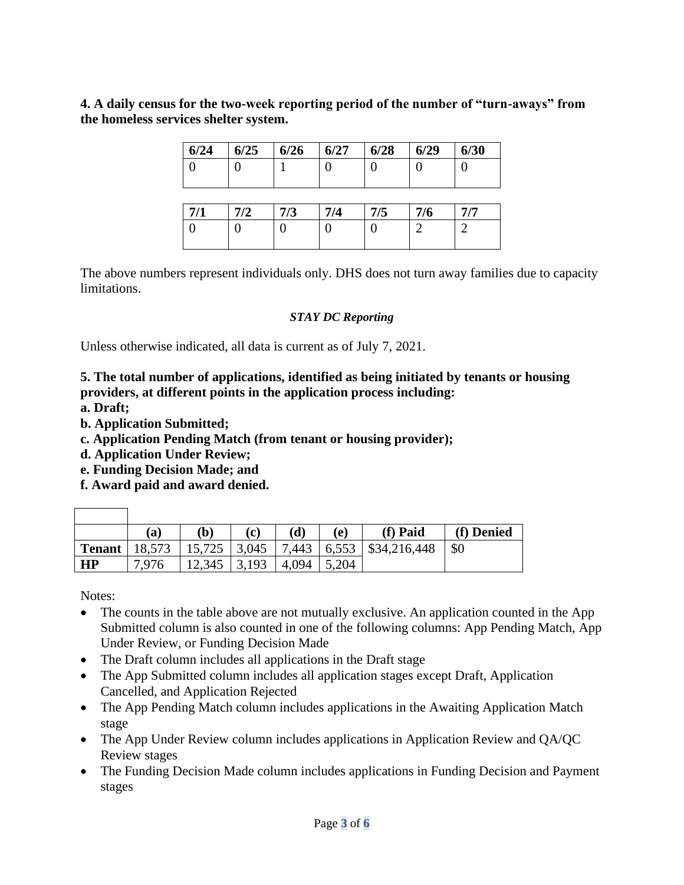**4. A daily census for the two-week reporting period of the number of "turn-aways" from the homeless services shelter system.**

| 6/24 | 6/25 | 6/26 | 6/27 | 6/28 | 6/29 | 6/30 |
|---|---|---|---|---|---|---|
| 0 | 0 | 1 | 0 | 0 | 0 | 0 |

| 7/1 | 7/2 | 7/3 | 7/4 | 7/5 | 7/6 | 7/7 |
|---|---|---|---|---|---|---|
| 0 | 0 | 0 | 0 | 0 | 2 | 2 |

The above numbers represent individuals only. DHS does not turn away families due to capacity limitations.

*STAY DC Reporting*

Unless otherwise indicated, all data is current as of July 7, 2021.

**5. The total number of applications, identified as being initiated by tenants or housing providers, at different points in the application process including:**
**a. Draft;**
**b. Application Submitted;**
**c. Application Pending Match (from tenant or housing provider);**
**d. Application Under Review;**
**e. Funding Decision Made; and**
**f. Award paid and award denied.**

| | (a) | (b) | (c) | (d) | (e) | (f) Paid | (f) Denied |
|---|---|---|---|---|---|---|---|
| **Tenant** | 18,573 | 15,725 | 3,045 | 7,443 | 6,553 | $34,216,448 | $0 |
| **HP** | 7,976 | 12,345 | 3,193 | 4,094 | 5,204 | | |

Notes:

- The counts in the table above are not mutually exclusive. An application counted in the App Submitted column is also counted in one of the following columns: App Pending Match, App Under Review, or Funding Decision Made
- The Draft column includes all applications in the Draft stage
- The App Submitted column includes all application stages except Draft, Application Cancelled, and Application Rejected
- The App Pending Match column includes applications in the Awaiting Application Match stage
- The App Under Review column includes applications in Application Review and QA/QC Review stages
- The Funding Decision Made column includes applications in Funding Decision and Payment stages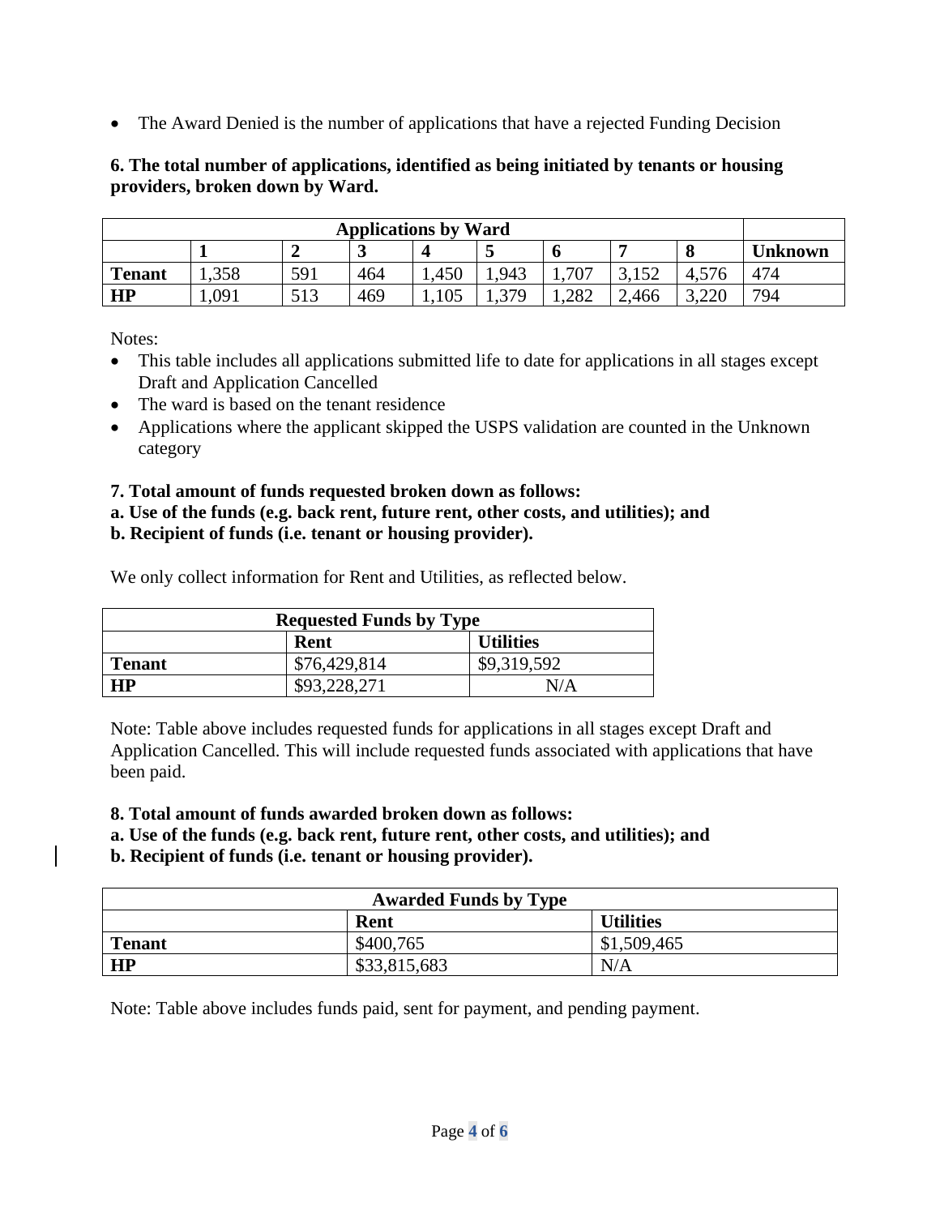- The Award Denied is the number of applications that have a rejected Funding Decision

**6. The total number of applications, identified as being initiated by tenants or housing providers, broken down by Ward.**

| Applications by Ward | | | | | | | | | |
|---|---|---|---|---|---|---|---|---|---|
| | **1** | **2** | **3** | **4** | **5** | **6** | **7** | **8** | **Unknown** |
| **Tenant** | 1,358 | 591 | 464 | 1,450 | 1,943 | 1,707 | 3,152 | 4,576 | 474 |
| **HP** | 1,091 | 513 | 469 | 1,105 | 1,379 | 1,282 | 2,466 | 3,220 | 794 |

Notes:

- This table includes all applications submitted life to date for applications in all stages except Draft and Application Cancelled
- The ward is based on the tenant residence
- Applications where the applicant skipped the USPS validation are counted in the Unknown category

**7. Total amount of funds requested broken down as follows:**
**a. Use of the funds (e.g. back rent, future rent, other costs, and utilities); and**
**b. Recipient of funds (i.e. tenant or housing provider).**

We only collect information for Rent and Utilities, as reflected below.

| Requested Funds by Type | | |
|---|---|---|
| | **Rent** | **Utilities** |
| **Tenant** | $76,429,814 | $9,319,592 |
| **HP** | $93,228,271 | N/A |

Note: Table above includes requested funds for applications in all stages except Draft and Application Cancelled. This will include requested funds associated with applications that have been paid.

**8. Total amount of funds awarded broken down as follows:**
**a. Use of the funds (e.g. back rent, future rent, other costs, and utilities); and**
**b. Recipient of funds (i.e. tenant or housing provider).**

| Awarded Funds by Type | | |
|---|---|---|
| | **Rent** | **Utilities** |
| **Tenant** | $400,765 | $1,509,465 |
| **HP** | $33,815,683 | N/A |

Note: Table above includes funds paid, sent for payment, and pending payment.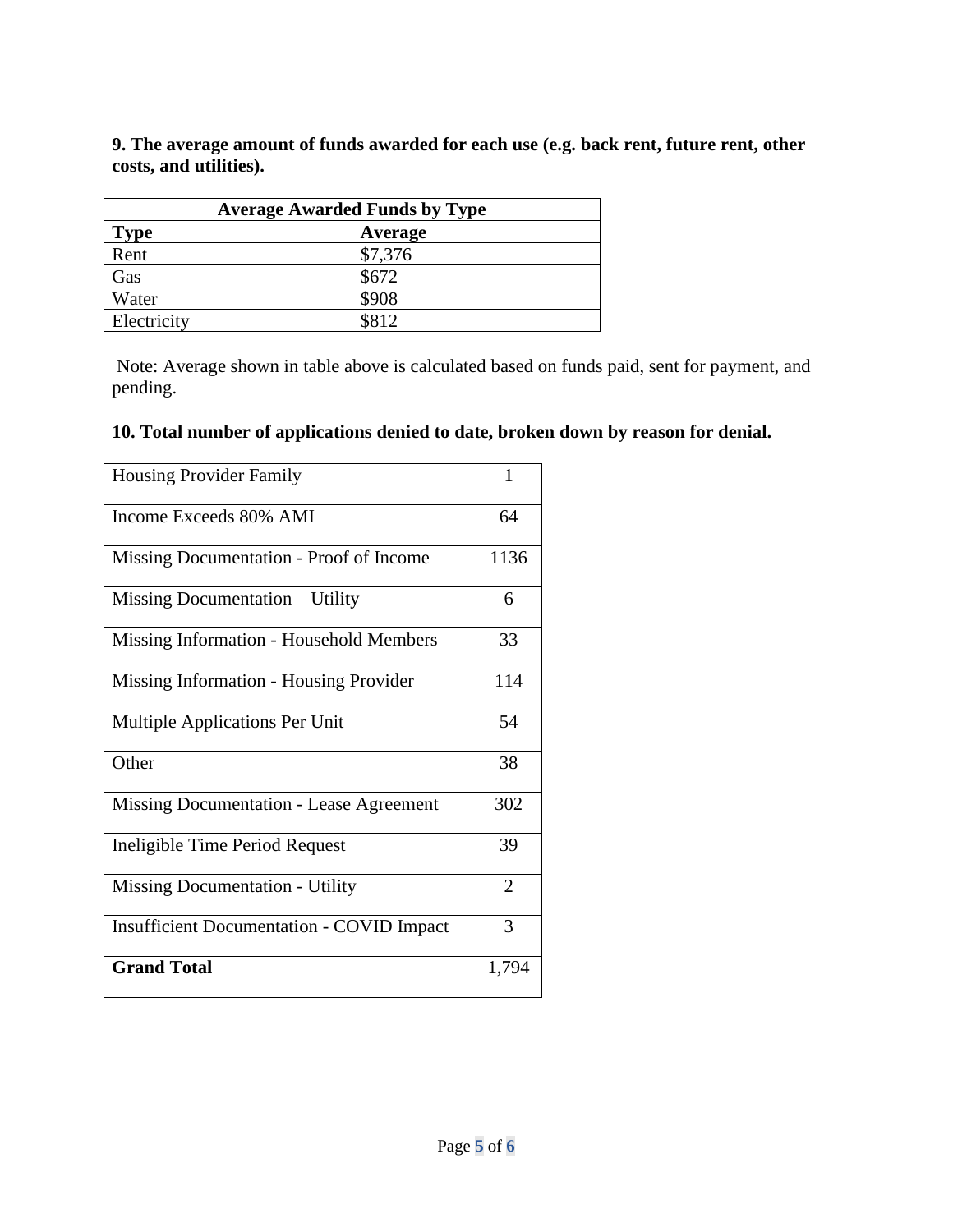**9. The average amount of funds awarded for each use (e.g. back rent, future rent, other costs, and utilities).**

| Average Awarded Funds by Type | |
|---|---|
| **Type** | **Average** |
| Rent | $7,376 |
| Gas | $672 |
| Water | $908 |
| Electricity | $812 |

Note: Average shown in table above is calculated based on funds paid, sent for payment, and pending.

**10. Total number of applications denied to date, broken down by reason for denial.**

| Reason | Count |
|---|---|
| Housing Provider Family | 1 |
| Income Exceeds 80% AMI | 64 |
| Missing Documentation - Proof of Income | 1136 |
| Missing Documentation – Utility | 6 |
| Missing Information - Household Members | 33 |
| Missing Information - Housing Provider | 114 |
| Multiple Applications Per Unit | 54 |
| Other | 38 |
| Missing Documentation - Lease Agreement | 302 |
| Ineligible Time Period Request | 39 |
| Missing Documentation - Utility | 2 |
| Insufficient Documentation - COVID Impact | 3 |
| **Grand Total** | 1,794 |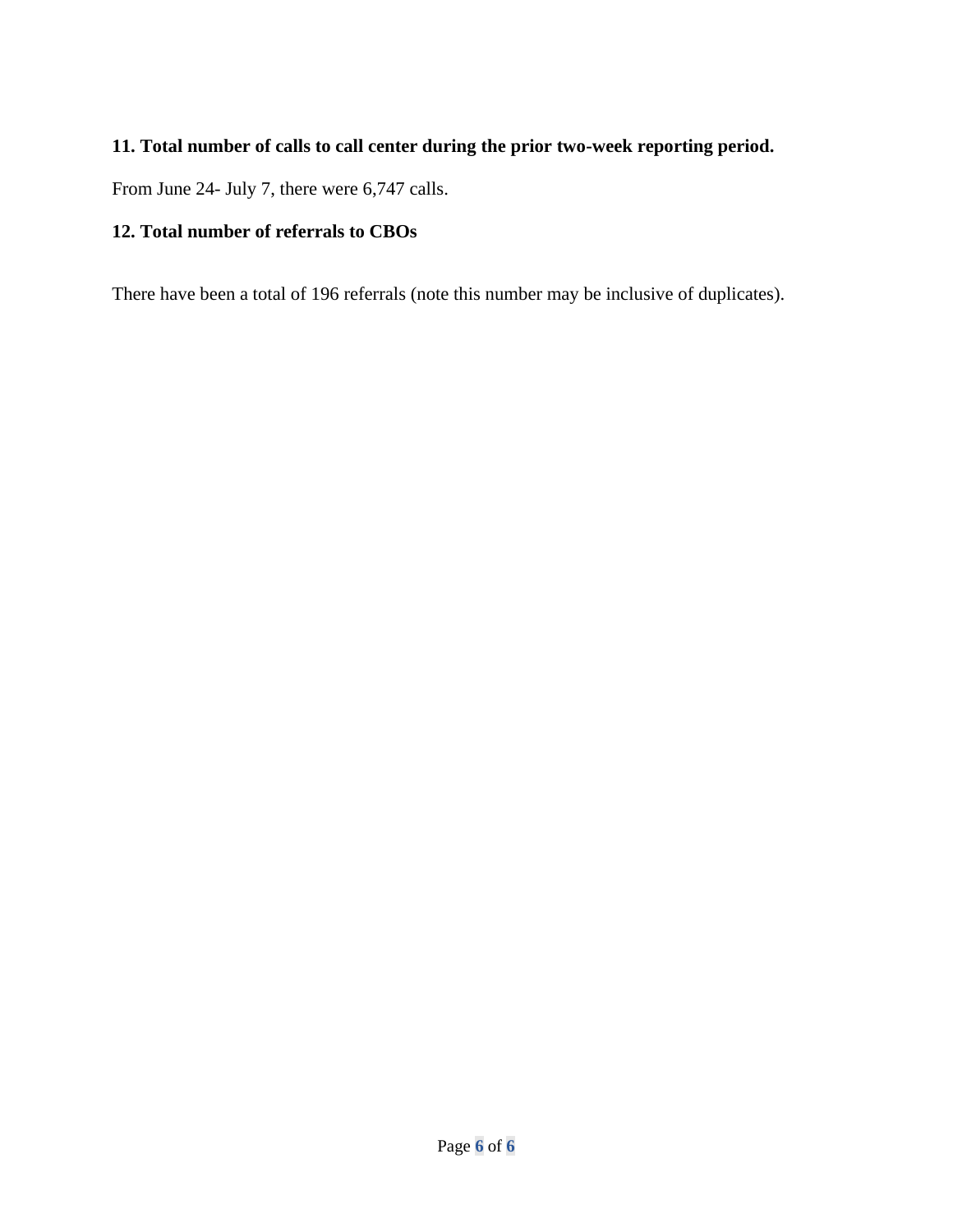**11. Total number of calls to call center during the prior two-week reporting period.**

From June 24- July 7, there were 6,747 calls.

**12. Total number of referrals to CBOs**

There have been a total of 196 referrals (note this number may be inclusive of duplicates).